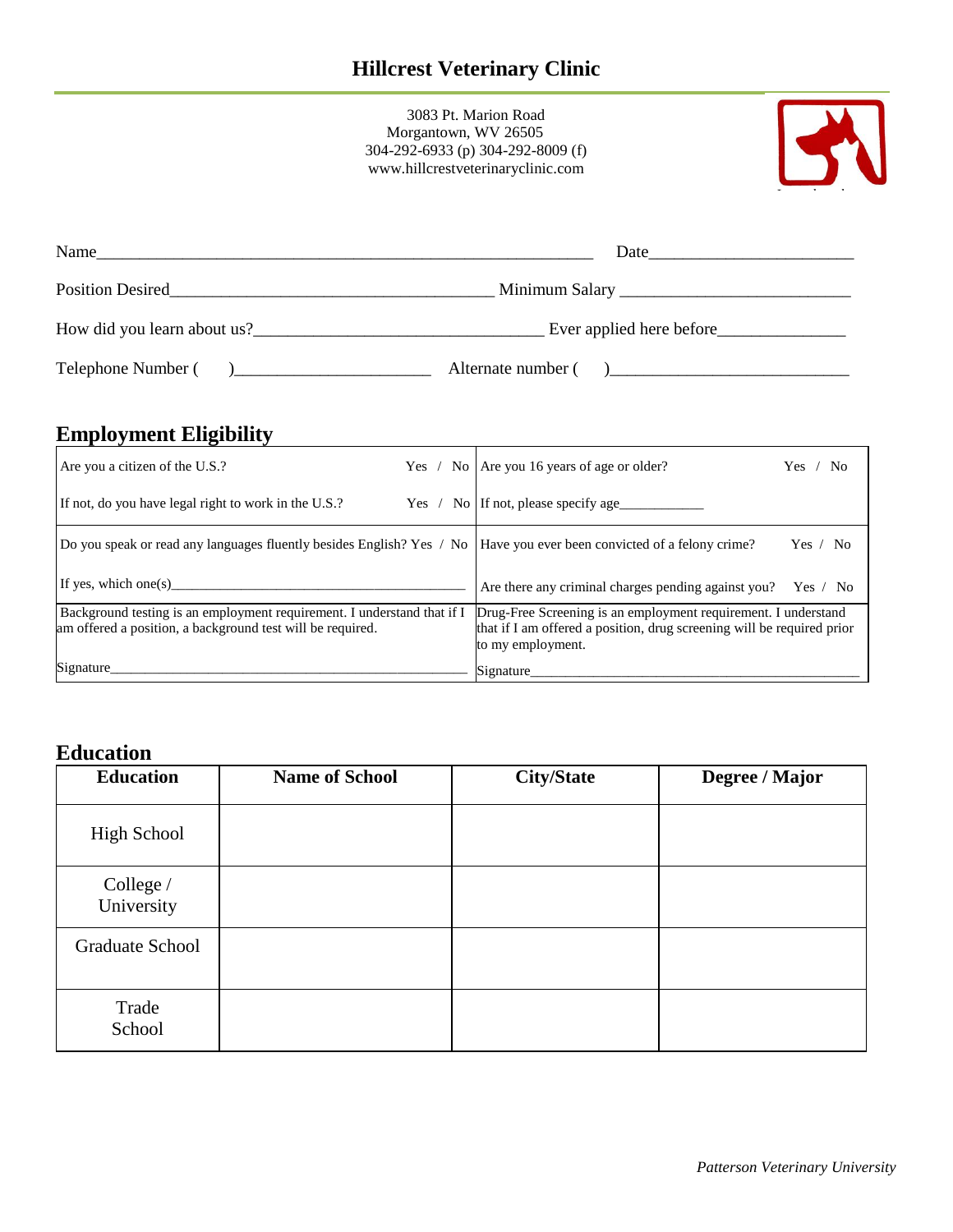# Hillcrest Veterinary Clinic

3083 Pt. Marion Road
Morgantown, WV 26505
304-292-6933 (p) 304-292-8009 (f)
www.hillcrestveterinaryclinic.com

Name_______________________________________________ Date__________________

Position Desired______________________________ Minimum Salary _____________________

How did you learn about us?___________________________ Ever applied here before___________

Telephone Number (     )__________________ Alternate number (     )_____________________

## Employment Eligibility

| | |
|---|---|
| Are you a citizen of the U.S.? Yes / No | Are you 16 years of age or older? Yes / No |
| If not, do you have legal right to work in the U.S.? Yes / No | If not, please specify age__________ |
| Do you speak or read any languages fluently besides English? Yes / No | Have you ever been convicted of a felony crime? Yes / No |
| If yes, which one(s)________________________________ | Are there any criminal charges pending against you? Yes / No |
| Background testing is an employment requirement. I understand that if I am offered a position, a background test will be required. | Drug-Free Screening is an employment requirement. I understand that if I am offered a position, drug screening will be required prior to my employment. |
| Signature________________________________________ | Signature_____________________________________ |

## Education

| Education | Name of School | City/State | Degree / Major |
|---|---|---|---|
| High School | | | |
| College / University | | | |
| Graduate School | | | |
| Trade School | | | |

*Patterson Veterinary University*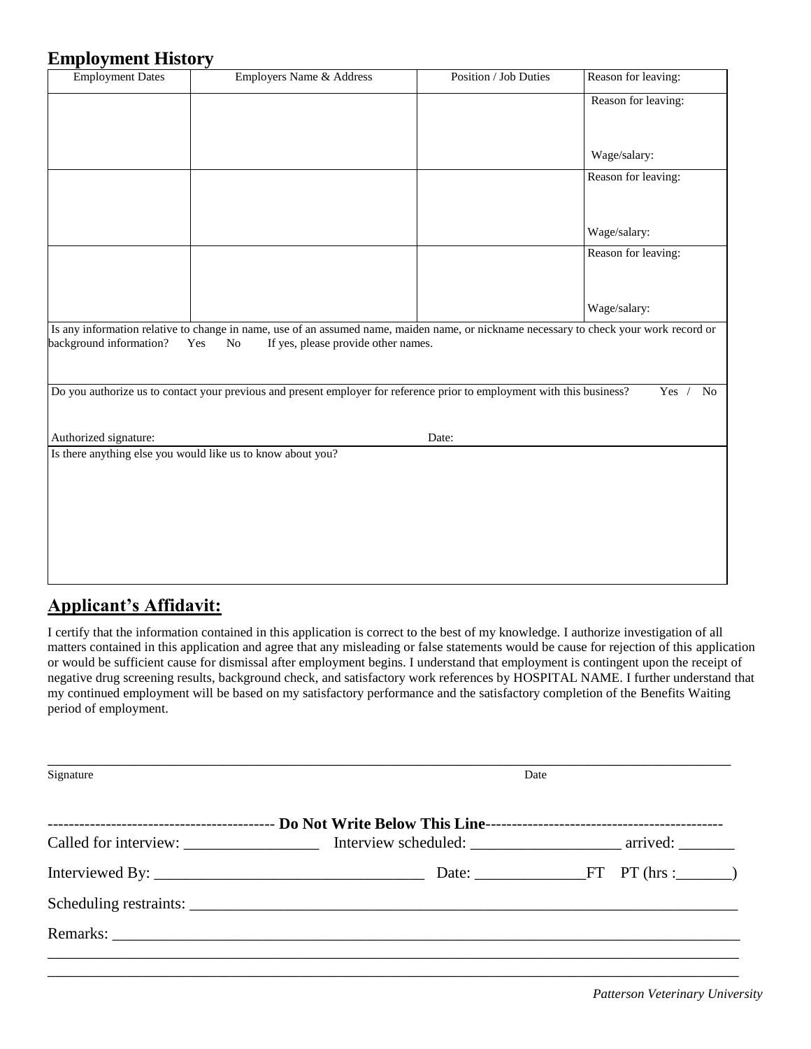## Employment History

| Employment Dates | Employers Name & Address | Position / Job Duties | Reason for leaving: |
|---|---|---|---|
| | | | Reason for leaving:<br><br>Wage/salary: |
| | | | Reason for leaving:<br><br>Wage/salary: |
| | | | Reason for leaving:<br><br>Wage/salary: |

Is any information relative to change in name, use of an assumed name, maiden name, or nickname necessary to check your work record or background information? Yes No If yes, please provide other names.

Do you authorize us to contact your previous and present employer for reference prior to employment with this business? Yes / No

Authorized signature: Date:

Is there anything else you would like us to know about you?

## Applicant's Affidavit:

I certify that the information contained in this application is correct to the best of my knowledge. I authorize investigation of all matters contained in this application and agree that any misleading or false statements would be cause for rejection of this application or would be sufficient cause for dismissal after employment begins. I understand that employment is contingent upon the receipt of negative drug screening results, background check, and satisfactory work references by HOSPITAL NAME. I further understand that my continued employment will be based on my satisfactory performance and the satisfactory completion of the Benefits Waiting period of employment.

_______________________________________________________________________________

Signature Date

------------------------------------------- **Do Not Write Below This Line**---------------------------------------------

Called for interview: _________________ Interview scheduled: ___________________ arrived: _______

Interviewed By: _________________________________ Date: ______________FT PT (hrs :_______)

Scheduling restraints: ______________________________________________________________________

Remarks: ___________________________________________________________________________

_______________________________________________________________________________

_______________________________________________________________________________

*Patterson Veterinary University*